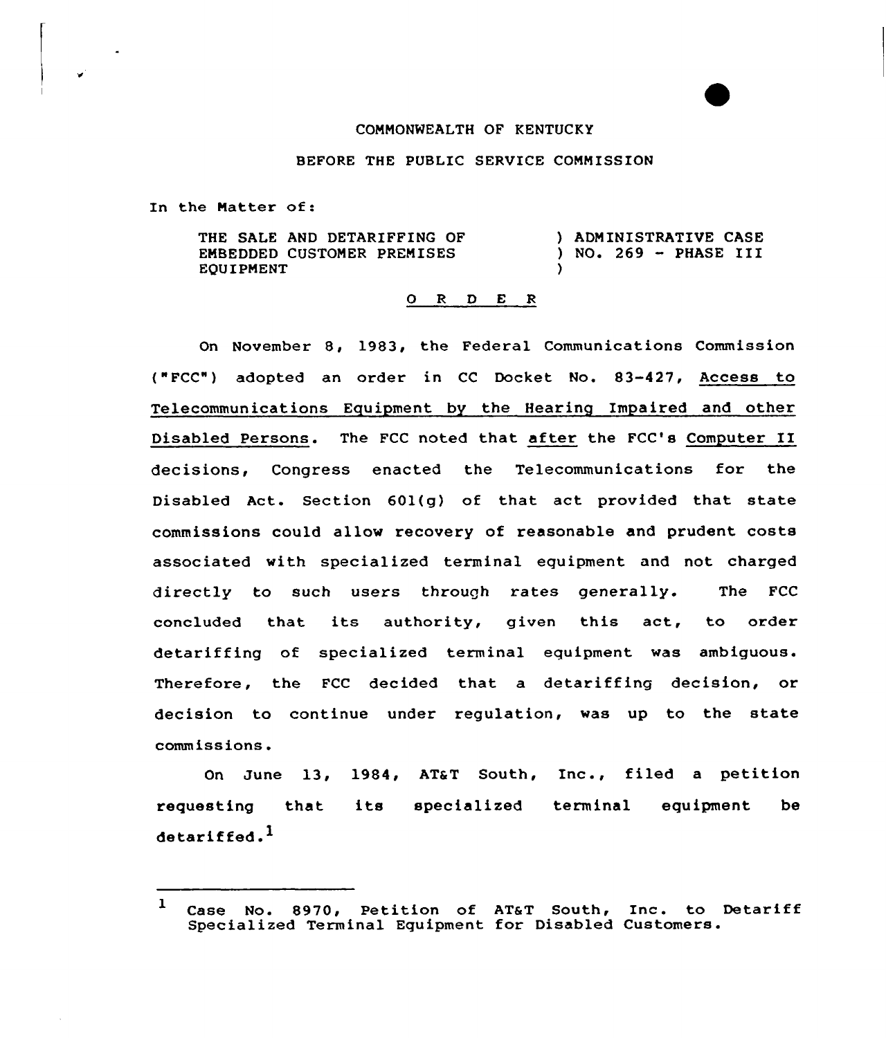COMMONWEALTH OF KENTUCKY

BEFORE THE PUBLIC SERVICE COMMISSION

In the Matter of:

| | |
|---|---|
| THE SALE AND DETARIFFING OF EMBEDDED CUSTOMER PREMISES EQUIPMENT | ) ADMINISTRATIVE CASE ) NO. 269 - PHASE III ) |

O R D E R

On November 8, 1983, the Federal Communications Commission ("FCC") adopted an order in CC Docket No. 83-427, Access to Telecommunications Equipment by the Hearing Impaired and other Disabled Persons. The FCC noted that after the FCC's Computer II decisions, Congress enacted the Telecommunications for the Disabled Act. Section 601(g) of that act provided that state commissions could allow recovery of reasonable and prudent costs associated with specialized terminal equipment and not charged directly to such users through rates generally. The FCC concluded that its authority, given this act, to order detariffing of specialized terminal equipment was ambiguous. Therefore, the FCC decided that a detariffing decision, or decision to continue under regulation, was up to the state commissions.

On June 13, 1984, AT&T South, Inc., filed a petition requesting that its specialized terminal equipment be detariffed.[1]

---

[1] Case No. 8970, Petition of AT&T South, Inc. to Detariff Specialized Terminal Equipment for Disabled Customers.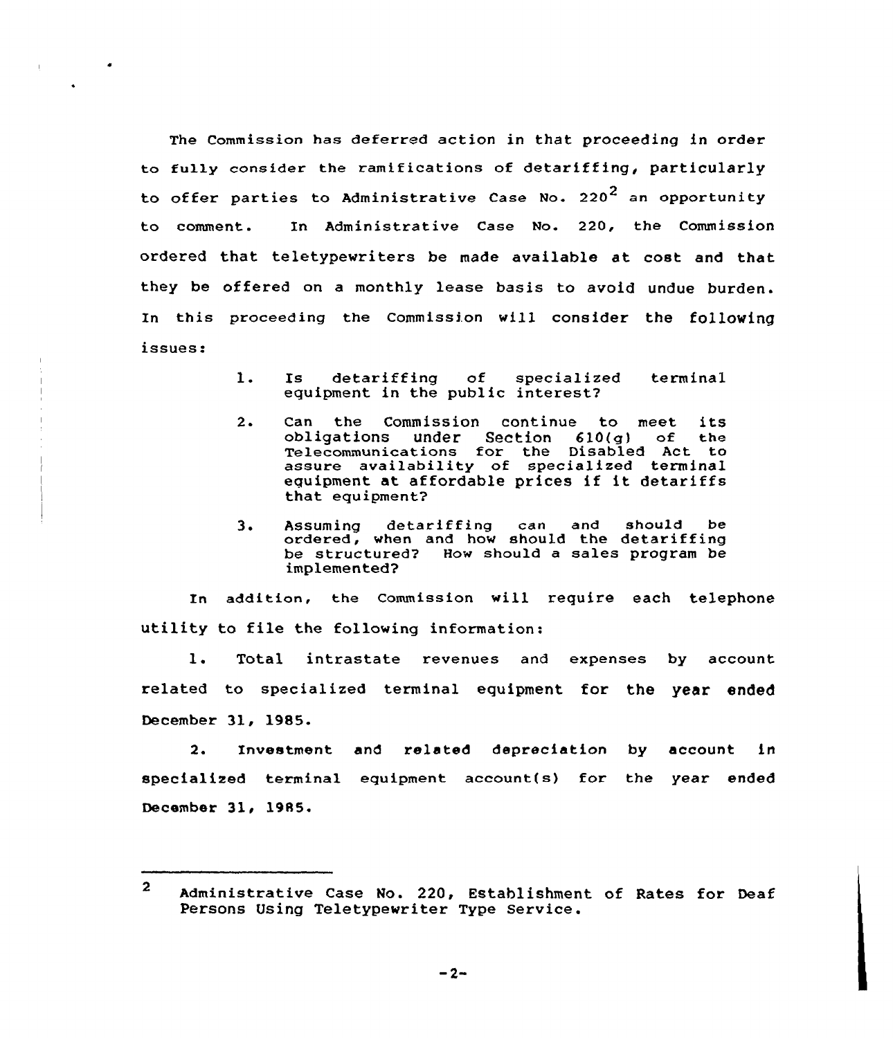The Commission has deferred action in that proceeding in order to fully consider the ramifications of detariffing, particularly to offer parties to Administrative Case No. 220[2] an opportunity to comment. In Administrative Case No. 220, the Commission ordered that teletypewriters be made available at cost and that they be offered on a monthly lease basis to avoid undue burden. In this proceeding the Commission will consider the following issues:

1. Is detariffing of specialized terminal equipment in the public interest?

2. Can the Commission continue to meet its obligations under Section 610(g) of the Telecommunications for the Disabled Act to assure availability of specialized terminal equipment at affordable prices if it detariffs that equipment?

3. Assuming detariffing can and should be ordered, when and how should the detariffing be structured? How should a sales program be implemented?

In addition, the Commission will require each telephone utility to file the following information:

1. Total intrastate revenues and expenses by account related to specialized terminal equipment for the year ended December 31, 1985.

2. Investment and related depreciation by account in specialized terminal equipment account(s) for the year ended December 31, 1985.

---

[2] Administrative Case No. 220, Establishment of Rates for Deaf Persons Using Teletypewriter Type Service.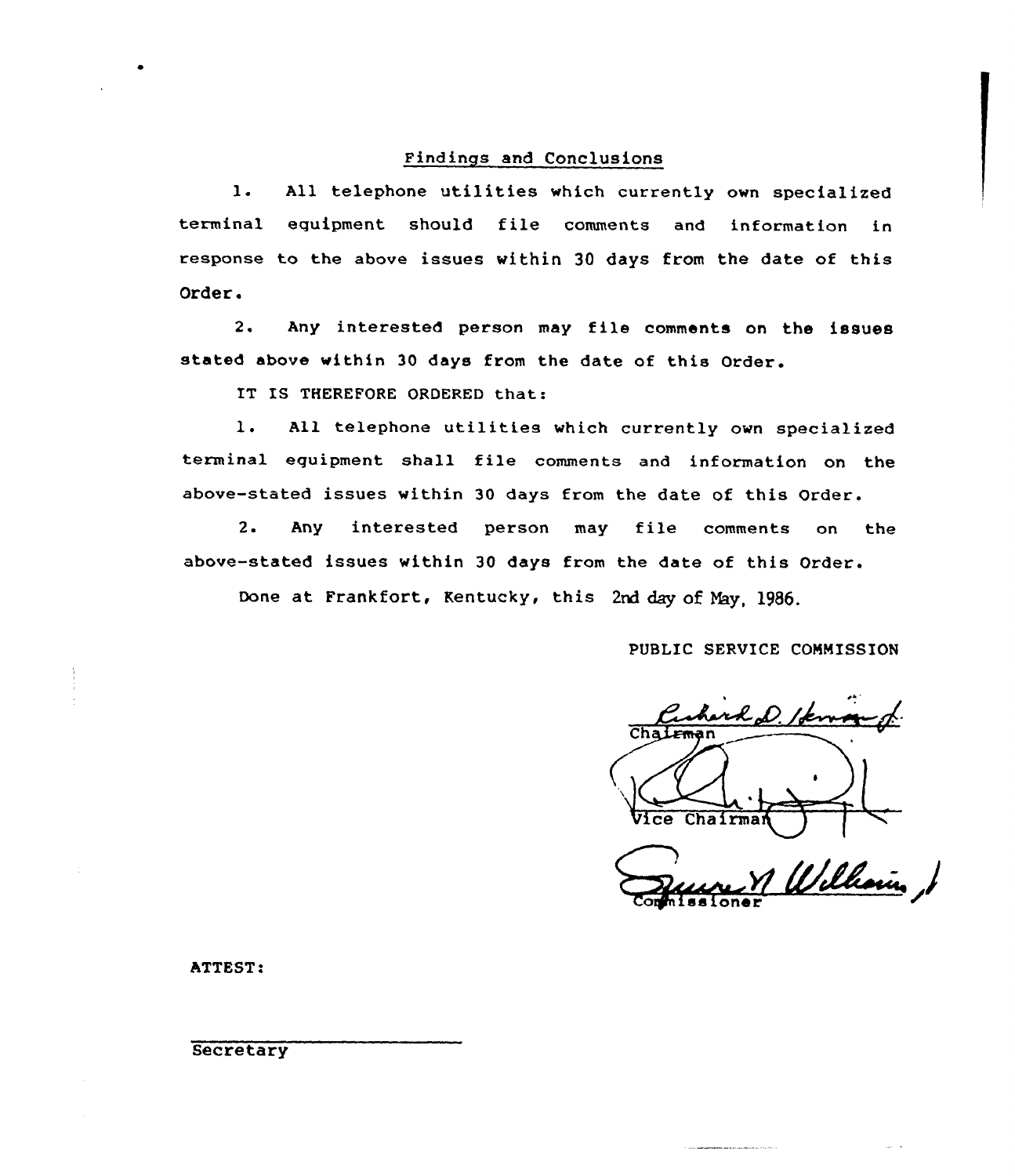## Findings and Conclusions

1. All telephone utilities which currently own specialized terminal equipment should file comments and information in response to the above issues within 30 days from the date of this Order.

2. Any interested person may file comments on the issues stated above within 30 days from the date of this Order.

IT IS THEREFORE ORDERED that:

1. All telephone utilities which currently own specialized terminal equipment shall file comments and information on the above-stated issues within 30 days from the date of this Order.

2. Any interested person may file comments on the above-stated issues within 30 days from the date of this Order.

Done at Frankfort, Kentucky, this 2nd day of May, 1986.

PUBLIC SERVICE COMMISSION

Chairman

Vice Chairman

Commissioner

ATTEST:

Secretary